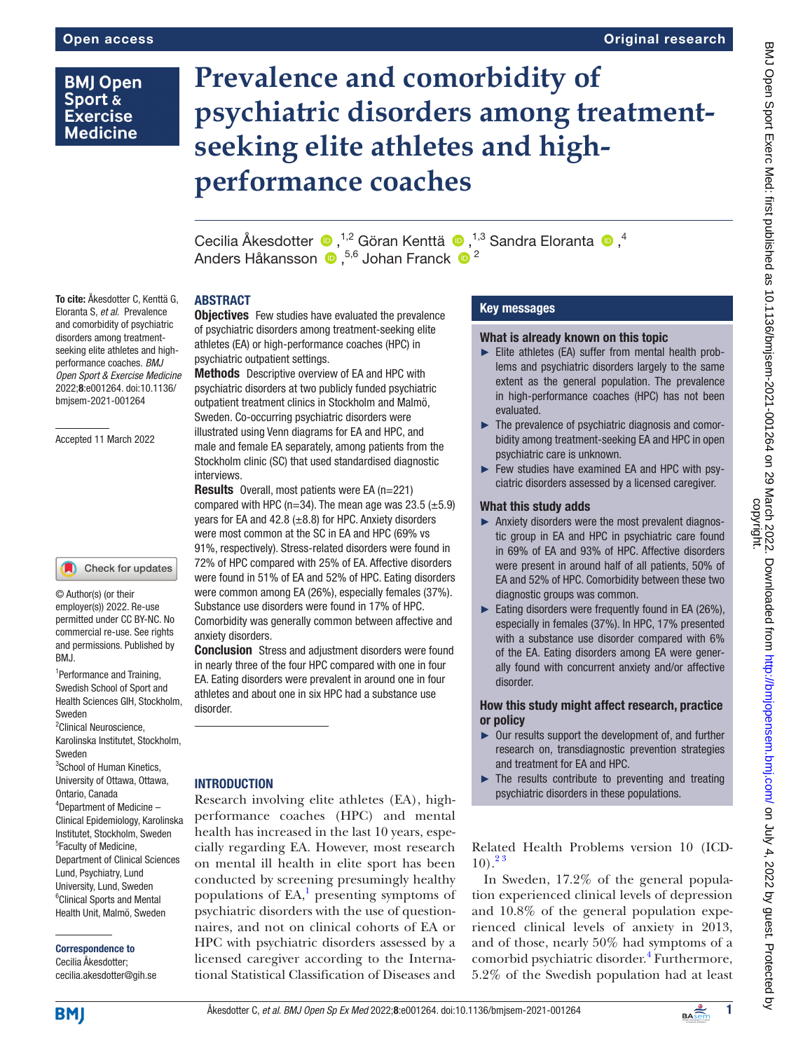# Prevalence and comorbidity of psychiatric disorders among treatment-seeking elite athletes and high-performance coaches

Cecilia Åkesdotter[1,2], Göran Kenttä[1,3], Sandra Eloranta[4], Anders Håkansson[5,6], Johan Franck[2]

**To cite:** Åkesdotter C, Kenttä G, Eloranta S, *et al*. Prevalence and comorbidity of psychiatric disorders among treatment-seeking elite athletes and high-performance coaches. *BMJ Open Sport & Exercise Medicine* 2022;**8**:e001264. doi:10.1136/bmjsem-2021-001264

Accepted 11 March 2022

© Author(s) (or their employer(s)) 2022. Re-use permitted under CC BY-NC. No commercial re-use. See rights and permissions. Published by BMJ.

[1]Performance and Training, Swedish School of Sport and Health Sciences GIH, Stockholm, Sweden
[2]Clinical Neuroscience, Karolinska Institutet, Stockholm, Sweden
[3]School of Human Kinetics, University of Ottawa, Ottawa, Ontario, Canada
[4]Department of Medicine – Clinical Epidemiology, Karolinska Institutet, Stockholm, Sweden
[5]Faculty of Medicine, Department of Clinical Sciences Lund, Psychiatry, Lund University, Lund, Sweden
[6]Clinical Sports and Mental Health Unit, Malmö, Sweden

**Correspondence to**
Cecilia Åkesdotter;
cecilia.akesdotter@gih.se

## ABSTRACT

**Objectives** Few studies have evaluated the prevalence of psychiatric disorders among treatment-seeking elite athletes (EA) or high-performance coaches (HPC) in psychiatric outpatient settings.

**Methods** Descriptive overview of EA and HPC with psychiatric disorders at two publicly funded psychiatric outpatient treatment clinics in Stockholm and Malmö, Sweden. Co-occurring psychiatric disorders were illustrated using Venn diagrams for EA and HPC, and male and female EA separately, among patients from the Stockholm clinic (SC) that used standardised diagnostic interviews.

**Results** Overall, most patients were EA (n=221) compared with HPC (n=34). The mean age was 23.5 (±5.9) years for EA and 42.8 (±8.8) for HPC. Anxiety disorders were most common at the SC in EA and HPC (69% vs 91%, respectively). Stress-related disorders were found in 72% of HPC compared with 25% of EA. Affective disorders were found in 51% of EA and 52% of HPC. Eating disorders were common among EA (26%), especially females (37%). Substance use disorders were found in 17% of HPC. Comorbidity was generally common between affective and anxiety disorders.

**Conclusion** Stress and adjustment disorders were found in nearly three of the four HPC compared with one in four EA. Eating disorders were prevalent in around one in four athletes and about one in six HPC had a substance use disorder.

## Key messages

### What is already known on this topic

- Elite athletes (EA) suffer from mental health problems and psychiatric disorders largely to the same extent as the general population. The prevalence in high-performance coaches (HPC) has not been evaluated.
- The prevalence of psychiatric diagnosis and comorbidity among treatment-seeking EA and HPC in open psychiatric care is unknown.
- Few studies have examined EA and HPC with psychiatric disorders assessed by a licensed caregiver.

### What this study adds

- Anxiety disorders were the most prevalent diagnostic group in EA and HPC in psychiatric care found in 69% of EA and 93% of HPC. Affective disorders were present in around half of all patients, 50% of EA and 52% of HPC. Comorbidity between these two diagnostic groups was common.
- Eating disorders were frequently found in EA (26%), especially in females (37%). In HPC, 17% presented with a substance use disorder compared with 6% of the EA. Eating disorders among EA were generally found with concurrent anxiety and/or affective disorder.

### How this study might affect research, practice or policy

- Our results support the development of, and further research on, transdiagnostic prevention strategies and treatment for EA and HPC.
- The results contribute to preventing and treating psychiatric disorders in these populations.

## INTRODUCTION

Research involving elite athletes (EA), high-performance coaches (HPC) and mental health has increased in the last 10 years, especially regarding EA. However, most research on mental ill health in elite sport has been conducted by screening presumingly healthy populations of EA,[1] presenting symptoms of psychiatric disorders with the use of questionnaires, and not on clinical cohorts of EA or HPC with psychiatric disorders assessed by a licensed caregiver according to the International Statistical Classification of Diseases and Related Health Problems version 10 (ICD-10).[2,3]

In Sweden, 17.2% of the general population experienced clinical levels of depression and 10.8% of the general population experienced clinical levels of anxiety in 2013, and of those, nearly 50% had symptoms of a comorbid psychiatric disorder.[4] Furthermore, 5.2% of the Swedish population had at least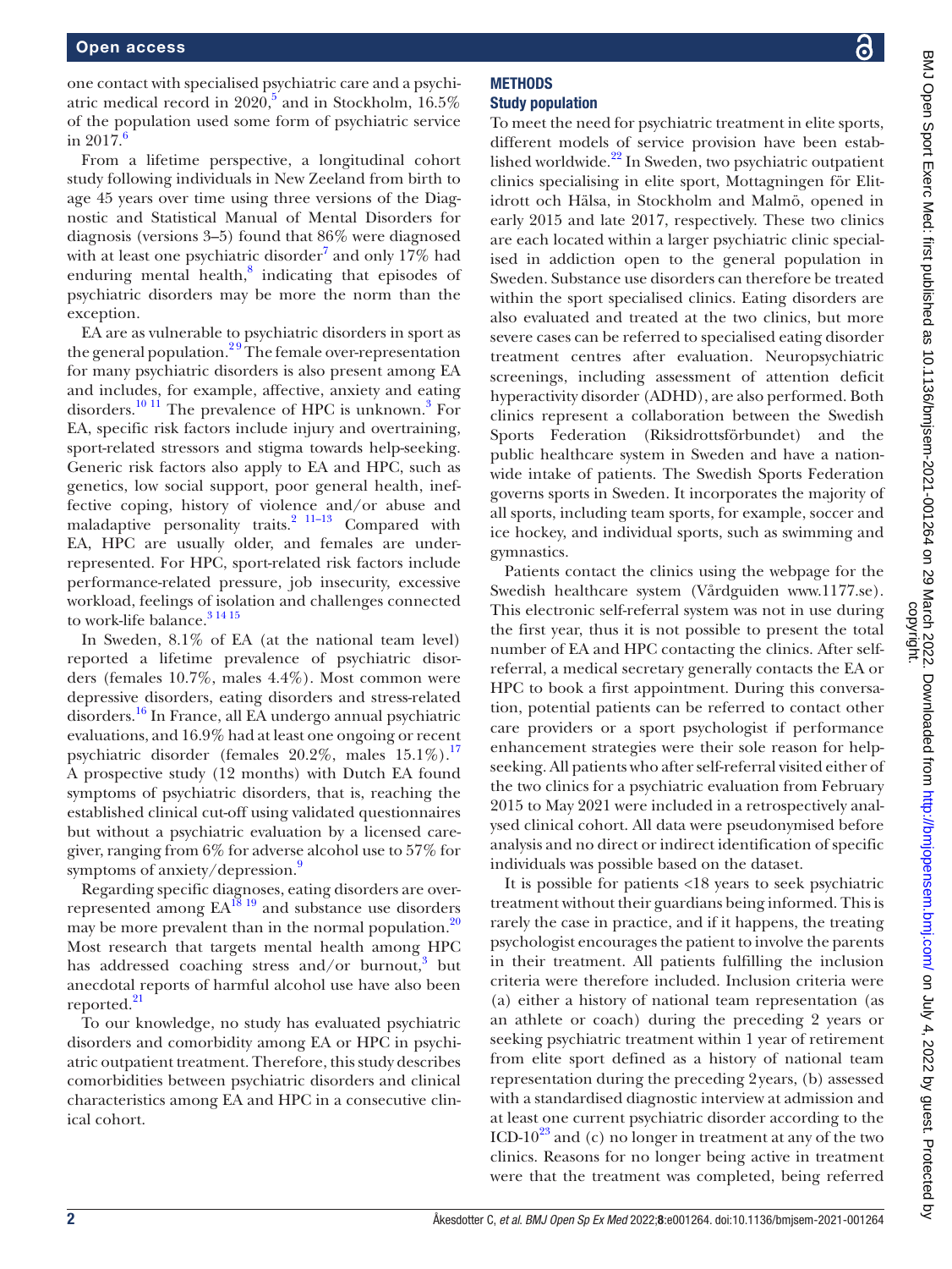one contact with specialised psychiatric care and a psychiatric medical record in 2020,[5] and in Stockholm, 16.5% of the population used some form of psychiatric service in 2017.[6]

From a lifetime perspective, a longitudinal cohort study following individuals in New Zeeland from birth to age 45 years over time using three versions of the Diagnostic and Statistical Manual of Mental Disorders for diagnosis (versions 3–5) found that 86% were diagnosed with at least one psychiatric disorder[7] and only 17% had enduring mental health,[8] indicating that episodes of psychiatric disorders may be more the norm than the exception.

EA are as vulnerable to psychiatric disorders in sport as the general population.[2 9] The female over-representation for many psychiatric disorders is also present among EA and includes, for example, affective, anxiety and eating disorders.[10 11] The prevalence of HPC is unknown.[3] For EA, specific risk factors include injury and overtraining, sport-related stressors and stigma towards help-seeking. Generic risk factors also apply to EA and HPC, such as genetics, low social support, poor general health, ineffective coping, history of violence and/or abuse and maladaptive personality traits.[2 11–13] Compared with EA, HPC are usually older, and females are under-represented. For HPC, sport-related risk factors include performance-related pressure, job insecurity, excessive workload, feelings of isolation and challenges connected to work-life balance.[3 14 15]

In Sweden, 8.1% of EA (at the national team level) reported a lifetime prevalence of psychiatric disorders (females 10.7%, males 4.4%). Most common were depressive disorders, eating disorders and stress-related disorders.[16] In France, all EA undergo annual psychiatric evaluations, and 16.9% had at least one ongoing or recent psychiatric disorder (females 20.2%, males 15.1%).[17] A prospective study (12 months) with Dutch EA found symptoms of psychiatric disorders, that is, reaching the established clinical cut-off using validated questionnaires but without a psychiatric evaluation by a licensed caregiver, ranging from 6% for adverse alcohol use to 57% for symptoms of anxiety/depression.[9]

Regarding specific diagnoses, eating disorders are over-represented among EA[18 19] and substance use disorders may be more prevalent than in the normal population.[20] Most research that targets mental health among HPC has addressed coaching stress and/or burnout,[3] but anecdotal reports of harmful alcohol use have also been reported.[21]

To our knowledge, no study has evaluated psychiatric disorders and comorbidity among EA or HPC in psychiatric outpatient treatment. Therefore, this study describes comorbidities between psychiatric disorders and clinical characteristics among EA and HPC in a consecutive clinical cohort.

## METHODS

### Study population

To meet the need for psychiatric treatment in elite sports, different models of service provision have been established worldwide.[22] In Sweden, two psychiatric outpatient clinics specialising in elite sport, Mottagningen för Elitidrott och Hälsa, in Stockholm and Malmö, opened in early 2015 and late 2017, respectively. These two clinics are each located within a larger psychiatric clinic specialised in addiction open to the general population in Sweden. Substance use disorders can therefore be treated within the sport specialised clinics. Eating disorders are also evaluated and treated at the two clinics, but more severe cases can be referred to specialised eating disorder treatment centres after evaluation. Neuropsychiatric screenings, including assessment of attention deficit hyperactivity disorder (ADHD), are also performed. Both clinics represent a collaboration between the Swedish Sports Federation (Riksidrottsförbundet) and the public healthcare system in Sweden and have a nationwide intake of patients. The Swedish Sports Federation governs sports in Sweden. It incorporates the majority of all sports, including team sports, for example, soccer and ice hockey, and individual sports, such as swimming and gymnastics.

Patients contact the clinics using the webpage for the Swedish healthcare system (Vårdguiden www.1177.se). This electronic self-referral system was not in use during the first year, thus it is not possible to present the total number of EA and HPC contacting the clinics. After self-referral, a medical secretary generally contacts the EA or HPC to book a first appointment. During this conversation, potential patients can be referred to contact other care providers or a sport psychologist if performance enhancement strategies were their sole reason for help-seeking. All patients who after self-referral visited either of the two clinics for a psychiatric evaluation from February 2015 to May 2021 were included in a retrospectively analysed clinical cohort. All data were pseudonymised before analysis and no direct or indirect identification of specific individuals was possible based on the dataset.

It is possible for patients <18 years to seek psychiatric treatment without their guardians being informed. This is rarely the case in practice, and if it happens, the treating psychologist encourages the patient to involve the parents in their treatment. All patients fulfilling the inclusion criteria were therefore included. Inclusion criteria were (a) either a history of national team representation (as an athlete or coach) during the preceding 2 years or seeking psychiatric treatment within 1 year of retirement from elite sport defined as a history of national team representation during the preceding 2 years, (b) assessed with a standardised diagnostic interview at admission and at least one current psychiatric disorder according to the ICD-10[23] and (c) no longer in treatment at any of the two clinics. Reasons for no longer being active in treatment were that the treatment was completed, being referred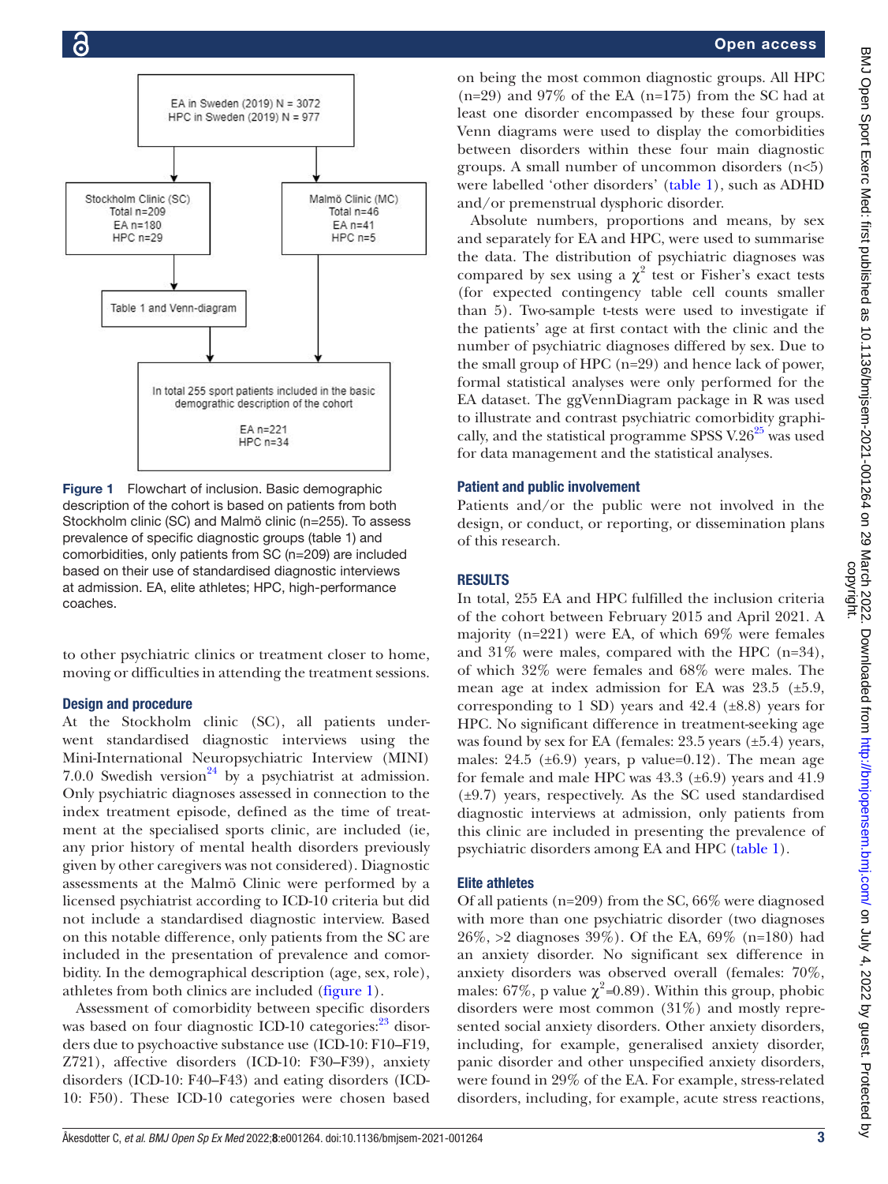EA in Sweden (2019) N = 3072
HPC in Sweden (2019) N = 977

Stockholm Clinic (SC)
Total n=209
EA n=180
HPC n=29

Malmö Clinic (MC)
Total n=46
EA n=41
HPC n=5

Table 1 and Venn-diagram

In total 255 sport patients included in the basic demographic description of the cohort
EA n=221
HPC n=34

**Figure 1** Flowchart of inclusion. Basic demographic description of the cohort is based on patients from both Stockholm clinic (SC) and Malmö clinic (n=255). To assess prevalence of specific diagnostic groups (table 1) and comorbidities, only patients from SC (n=209) are included based on their use of standardised diagnostic interviews at admission. EA, elite athletes; HPC, high-performance coaches.

to other psychiatric clinics or treatment closer to home, moving or difficulties in attending the treatment sessions.

### Design and procedure

At the Stockholm clinic (SC), all patients underwent standardised diagnostic interviews using the Mini-International Neuropsychiatric Interview (MINI) 7.0.0 Swedish version[24] by a psychiatrist at admission. Only psychiatric diagnoses assessed in connection to the index treatment episode, defined as the time of treatment at the specialised sports clinic, are included (ie, any prior history of mental health disorders previously given by other caregivers was not considered). Diagnostic assessments at the Malmö Clinic were performed by a licensed psychiatrist according to ICD-10 criteria but did not include a standardised diagnostic interview. Based on this notable difference, only patients from the SC are included in the presentation of prevalence and comorbidity. In the demographical description (age, sex, role), athletes from both clinics are included (figure 1).

Assessment of comorbidity between specific disorders was based on four diagnostic ICD-10 categories:[23] disorders due to psychoactive substance use (ICD-10: F10–F19, Z721), affective disorders (ICD-10: F30–F39), anxiety disorders (ICD-10: F40–F43) and eating disorders (ICD-10: F50). These ICD-10 categories were chosen based on being the most common diagnostic groups. All HPC (n=29) and 97% of the EA (n=175) from the SC had at least one disorder encompassed by these four groups. Venn diagrams were used to display the comorbidities between disorders within these four main diagnostic groups. A small number of uncommon disorders (n<5) were labelled 'other disorders' (table 1), such as ADHD and/or premenstrual dysphoric disorder.

Absolute numbers, proportions and means, by sex and separately for EA and HPC, were used to summarise the data. The distribution of psychiatric diagnoses was compared by sex using a $\chi^2$ test or Fisher's exact tests (for expected contingency table cell counts smaller than 5). Two-sample t-tests were used to investigate if the patients' age at first contact with the clinic and the number of psychiatric diagnoses differed by sex. Due to the small group of HPC (n=29) and hence lack of power, formal statistical analyses were only performed for the EA dataset. The ggVennDiagram package in R was used to illustrate and contrast psychiatric comorbidity graphically, and the statistical programme SPSS V.26[25] was used for data management and the statistical analyses.

### Patient and public involvement

Patients and/or the public were not involved in the design, or conduct, or reporting, or dissemination plans of this research.

## RESULTS

In total, 255 EA and HPC fulfilled the inclusion criteria of the cohort between February 2015 and April 2021. A majority (n=221) were EA, of which 69% were females and 31% were males, compared with the HPC (n=34), of which 32% were females and 68% were males. The mean age at index admission for EA was 23.5 (±5.9, corresponding to 1 SD) years and 42.4 (±8.8) years for HPC. No significant difference in treatment-seeking age was found by sex for EA (females: 23.5 years (±5.4) years, males: 24.5 (±6.9) years, p value=0.12). The mean age for female and male HPC was 43.3 (±6.9) years and 41.9 (±9.7) years, respectively. As the SC used standardised diagnostic interviews at admission, only patients from this clinic are included in presenting the prevalence of psychiatric disorders among EA and HPC (table 1).

### Elite athletes

Of all patients (n=209) from the SC, 66% were diagnosed with more than one psychiatric disorder (two diagnoses 26%, >2 diagnoses 39%). Of the EA, 69% (n=180) had an anxiety disorder. No significant sex difference in anxiety disorders was observed overall (females: 70%, males: 67%, p value $\chi^2$=0.89). Within this group, phobic disorders were most common (31%) and mostly represented social anxiety disorders. Other anxiety disorders, including, for example, generalised anxiety disorder, panic disorder and other unspecified anxiety disorders, were found in 29% of the EA. For example, stress-related disorders, including, for example, acute stress reactions,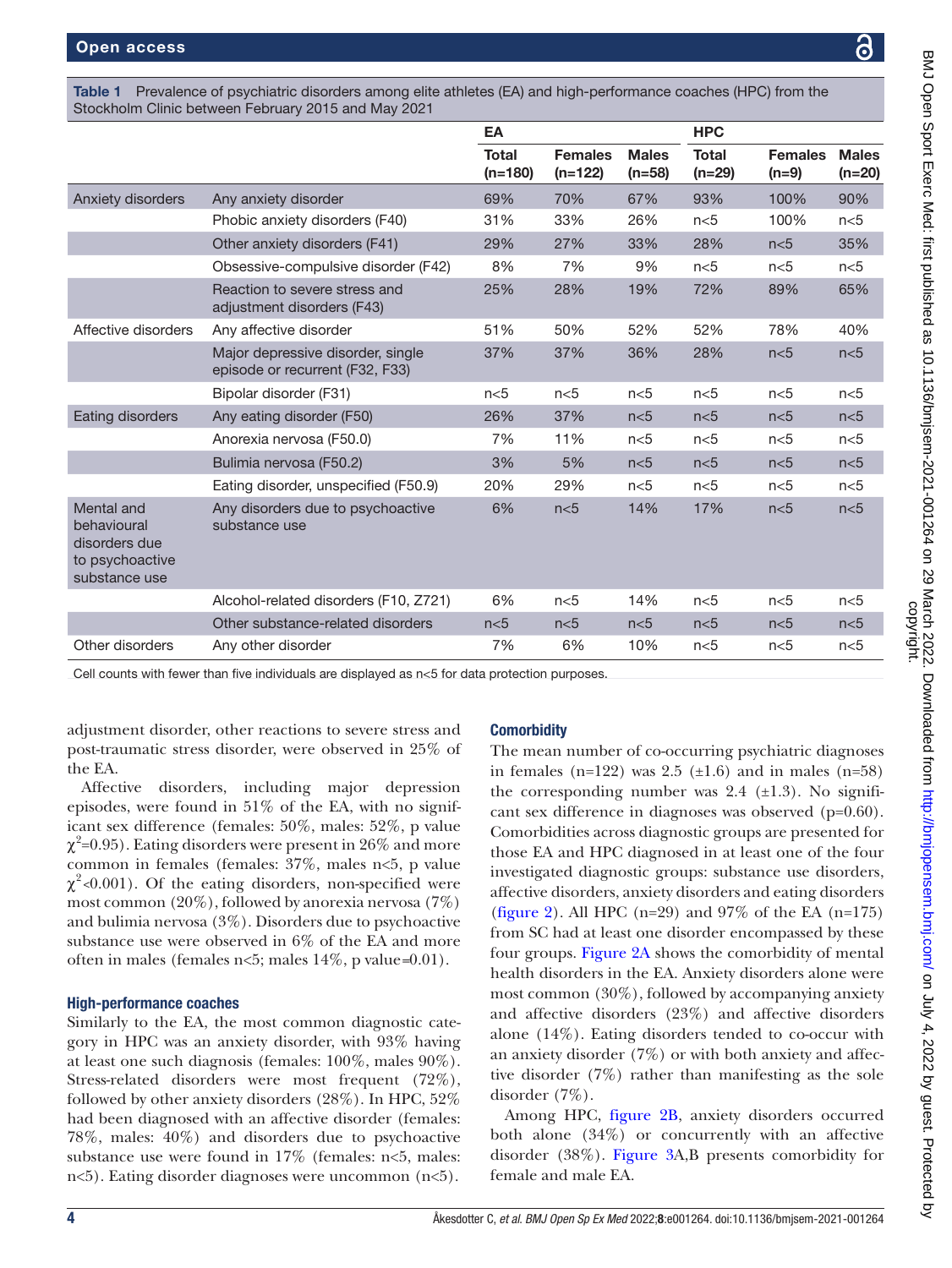**Table 1** Prevalence of psychiatric disorders among elite athletes (EA) and high-performance coaches (HPC) from the Stockholm Clinic between February 2015 and May 2021

| | | EA | | | HPC | | |
|---|---|---|---|---|---|---|---|
| | | Total (n=180) | Females (n=122) | Males (n=58) | Total (n=29) | Females (n=9) | Males (n=20) |
| Anxiety disorders | Any anxiety disorder | 69% | 70% | 67% | 93% | 100% | 90% |
| | Phobic anxiety disorders (F40) | 31% | 33% | 26% | n<5 | 100% | n<5 |
| | Other anxiety disorders (F41) | 29% | 27% | 33% | 28% | n<5 | 35% |
| | Obsessive-compulsive disorder (F42) | 8% | 7% | 9% | n<5 | n<5 | n<5 |
| | Reaction to severe stress and adjustment disorders (F43) | 25% | 28% | 19% | 72% | 89% | 65% |
| Affective disorders | Any affective disorder | 51% | 50% | 52% | 52% | 78% | 40% |
| | Major depressive disorder, single episode or recurrent (F32, F33) | 37% | 37% | 36% | 28% | n<5 | n<5 |
| | Bipolar disorder (F31) | n<5 | n<5 | n<5 | n<5 | n<5 | n<5 |
| Eating disorders | Any eating disorder (F50) | 26% | 37% | n<5 | n<5 | n<5 | n<5 |
| | Anorexia nervosa (F50.0) | 7% | 11% | n<5 | n<5 | n<5 | n<5 |
| | Bulimia nervosa (F50.2) | 3% | 5% | n<5 | n<5 | n<5 | n<5 |
| | Eating disorder, unspecified (F50.9) | 20% | 29% | n<5 | n<5 | n<5 | n<5 |
| Mental and behavioural disorders due to psychoactive substance use | Any disorders due to psychoactive substance use | 6% | n<5 | 14% | 17% | n<5 | n<5 |
| | Alcohol-related disorders (F10, Z721) | 6% | n<5 | 14% | n<5 | n<5 | n<5 |
| | Other substance-related disorders | n<5 | n<5 | n<5 | n<5 | n<5 | n<5 |
| Other disorders | Any other disorder | 7% | 6% | 10% | n<5 | n<5 | n<5 |

Cell counts with fewer than five individuals are displayed as n<5 for data protection purposes.

adjustment disorder, other reactions to severe stress and post-traumatic stress disorder, were observed in 25% of the EA.

Affective disorders, including major depression episodes, were found in 51% of the EA, with no significant sex difference (females: 50%, males: 52%, p value $\chi^2$=0.95). Eating disorders were present in 26% and more common in females (females: 37%, males n<5, p value $\chi^2$<0.001). Of the eating disorders, non-specified were most common (20%), followed by anorexia nervosa (7%) and bulimia nervosa (3%). Disorders due to psychoactive substance use were observed in 6% of the EA and more often in males (females n<5; males 14%, p value=0.01).

### High-performance coaches

Similarly to the EA, the most common diagnostic category in HPC was an anxiety disorder, with 93% having at least one such diagnosis (females: 100%, males 90%). Stress-related disorders were most frequent (72%), followed by other anxiety disorders (28%). In HPC, 52% had been diagnosed with an affective disorder (females: 78%, males: 40%) and disorders due to psychoactive substance use were found in 17% (females: n<5, males: n<5). Eating disorder diagnoses were uncommon (n<5).

### Comorbidity

The mean number of co-occurring psychiatric diagnoses in females (n=122) was 2.5 (±1.6) and in males (n=58) the corresponding number was 2.4 (±1.3). No significant sex difference in diagnoses was observed (p=0.60). Comorbidities across diagnostic groups are presented for those EA and HPC diagnosed in at least one of the four investigated diagnostic groups: substance use disorders, affective disorders, anxiety disorders and eating disorders (figure 2). All HPC (n=29) and 97% of the EA (n=175) from SC had at least one disorder encompassed by these four groups. Figure 2A shows the comorbidity of mental health disorders in the EA. Anxiety disorders alone were most common (30%), followed by accompanying anxiety and affective disorders (23%) and affective disorders alone (14%). Eating disorders tended to co-occur with an anxiety disorder (7%) or with both anxiety and affective disorder (7%) rather than manifesting as the sole disorder (7%).

Among HPC, figure 2B, anxiety disorders occurred both alone (34%) or concurrently with an affective disorder (38%). Figure 3A,B presents comorbidity for female and male EA.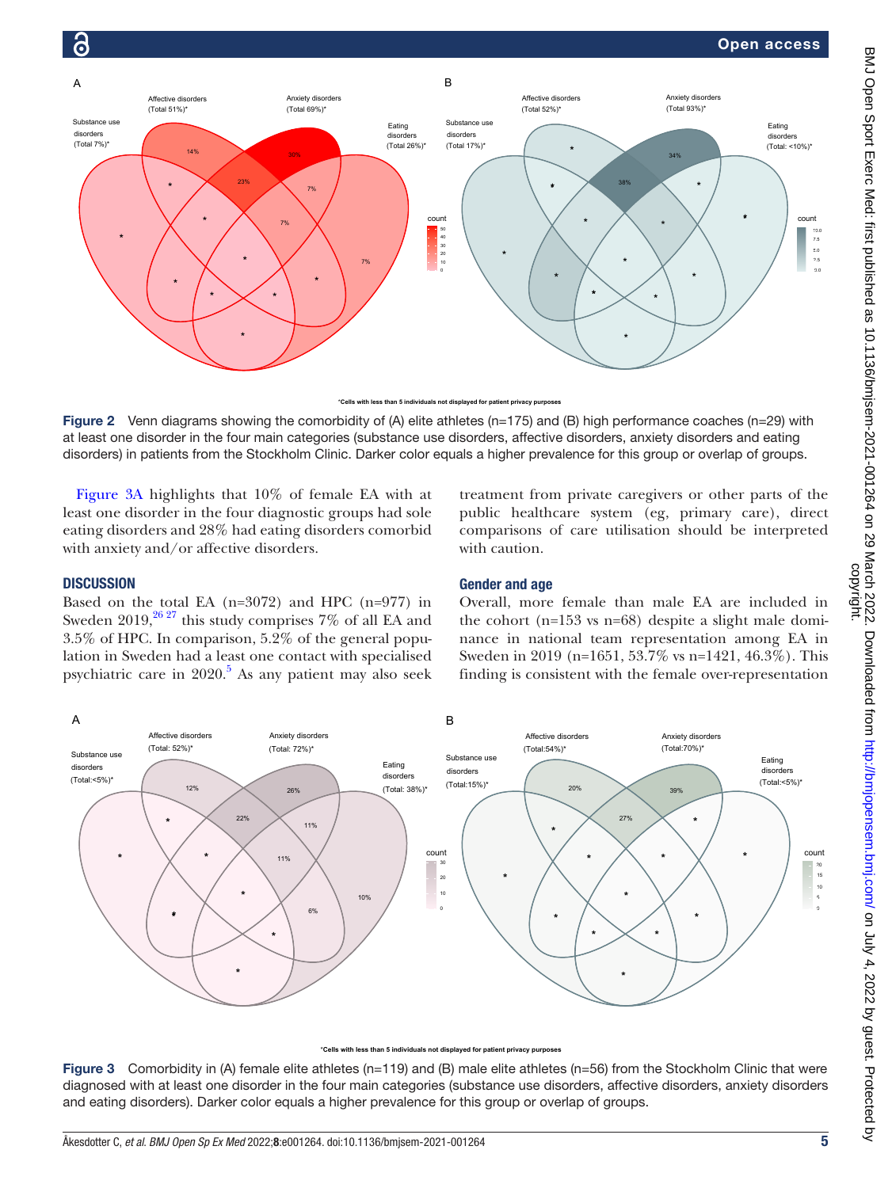\*Cells with less than 5 individuals not displayed for patient privacy purposes

**Figure 2** Venn diagrams showing the comorbidity of (A) elite athletes (n=175) and (B) high performance coaches (n=29) with at least one disorder in the four main categories (substance use disorders, affective disorders, anxiety disorders and eating disorders) in patients from the Stockholm Clinic. Darker color equals a higher prevalence for this group or overlap of groups.

Figure 3A highlights that 10% of female EA with at least one disorder in the four diagnostic groups had sole eating disorders and 28% had eating disorders comorbid with anxiety and/or affective disorders.

## DISCUSSION

Based on the total EA (n=3072) and HPC (n=977) in Sweden 2019,[26,27] this study comprises 7% of all EA and 3.5% of HPC. In comparison, 5.2% of the general population in Sweden had a least one contact with specialised psychiatric care in 2020.[5] As any patient may also seek treatment from private caregivers or other parts of the public healthcare system (eg, primary care), direct comparisons of care utilisation should be interpreted with caution.

### Gender and age

Overall, more female than male EA are included in the cohort (n=153 vs n=68) despite a slight male dominance in national team representation among EA in Sweden in 2019 (n=1651, 53.7% vs n=1421, 46.3%). This finding is consistent with the female over-representation

\*Cells with less than 5 individuals not displayed for patient privacy purposes

**Figure 3** Comorbidity in (A) female elite athletes (n=119) and (B) male elite athletes (n=56) from the Stockholm Clinic that were diagnosed with at least one disorder in the four main categories (substance use disorders, affective disorders, anxiety disorders and eating disorders). Darker color equals a higher prevalence for this group or overlap of groups.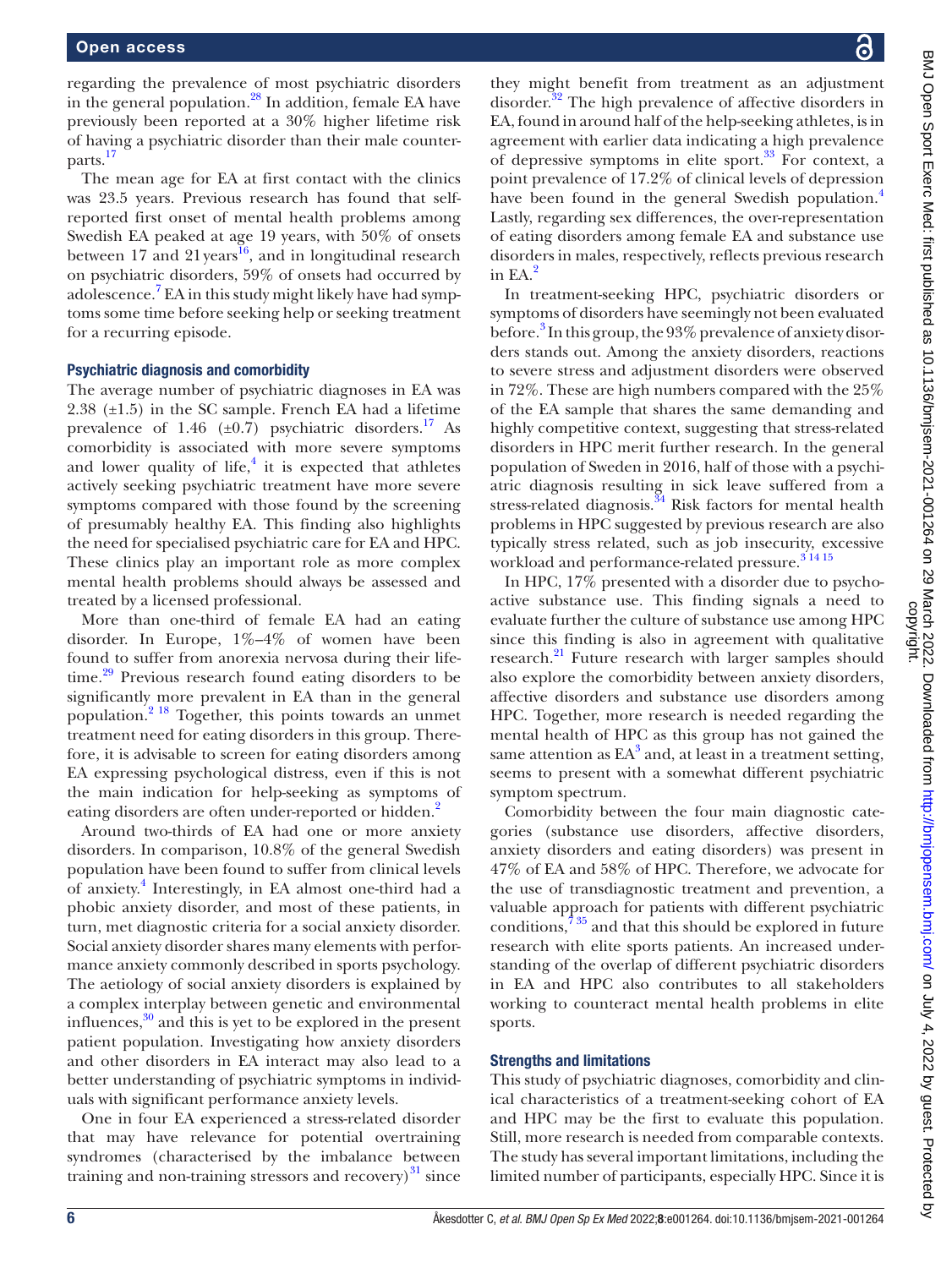regarding the prevalence of most psychiatric disorders in the general population.[28] In addition, female EA have previously been reported at a 30% higher lifetime risk of having a psychiatric disorder than their male counterparts.[17]

The mean age for EA at first contact with the clinics was 23.5 years. Previous research has found that self-reported first onset of mental health problems among Swedish EA peaked at age 19 years, with 50% of onsets between 17 and 21 years[16], and in longitudinal research on psychiatric disorders, 59% of onsets had occurred by adolescence.[7] EA in this study might likely have had symptoms some time before seeking help or seeking treatment for a recurring episode.

### Psychiatric diagnosis and comorbidity

The average number of psychiatric diagnoses in EA was 2.38 (±1.5) in the SC sample. French EA had a lifetime prevalence of 1.46 (±0.7) psychiatric disorders.[17] As comorbidity is associated with more severe symptoms and lower quality of life,[4] it is expected that athletes actively seeking psychiatric treatment have more severe symptoms compared with those found by the screening of presumably healthy EA. This finding also highlights the need for specialised psychiatric care for EA and HPC. These clinics play an important role as more complex mental health problems should always be assessed and treated by a licensed professional.

More than one-third of female EA had an eating disorder. In Europe, 1%–4% of women have been found to suffer from anorexia nervosa during their lifetime.[29] Previous research found eating disorders to be significantly more prevalent in EA than in the general population.[2 18] Together, this points towards an unmet treatment need for eating disorders in this group. Therefore, it is advisable to screen for eating disorders among EA expressing psychological distress, even if this is not the main indication for help-seeking as symptoms of eating disorders are often under-reported or hidden.[2]

Around two-thirds of EA had one or more anxiety disorders. In comparison, 10.8% of the general Swedish population have been found to suffer from clinical levels of anxiety.[4] Interestingly, in EA almost one-third had a phobic anxiety disorder, and most of these patients, in turn, met diagnostic criteria for a social anxiety disorder. Social anxiety disorder shares many elements with performance anxiety commonly described in sports psychology. The aetiology of social anxiety disorders is explained by a complex interplay between genetic and environmental influences,[30] and this is yet to be explored in the present patient population. Investigating how anxiety disorders and other disorders in EA interact may also lead to a better understanding of psychiatric symptoms in individuals with significant performance anxiety levels.

One in four EA experienced a stress-related disorder that may have relevance for potential overtraining syndromes (characterised by the imbalance between training and non-training stressors and recovery)[31] since they might benefit from treatment as an adjustment disorder.[32] The high prevalence of affective disorders in EA, found in around half of the help-seeking athletes, is in agreement with earlier data indicating a high prevalence of depressive symptoms in elite sport.[33] For context, a point prevalence of 17.2% of clinical levels of depression have been found in the general Swedish population.[4] Lastly, regarding sex differences, the over-representation of eating disorders among female EA and substance use disorders in males, respectively, reflects previous research in EA.[2]

In treatment-seeking HPC, psychiatric disorders or symptoms of disorders have seemingly not been evaluated before.[3] In this group, the 93% prevalence of anxiety disorders stands out. Among the anxiety disorders, reactions to severe stress and adjustment disorders were observed in 72%. These are high numbers compared with the 25% of the EA sample that shares the same demanding and highly competitive context, suggesting that stress-related disorders in HPC merit further research. In the general population of Sweden in 2016, half of those with a psychiatric diagnosis resulting in sick leave suffered from a stress-related diagnosis.[34] Risk factors for mental health problems in HPC suggested by previous research are also typically stress related, such as job insecurity, excessive workload and performance-related pressure.[3 14 15]

In HPC, 17% presented with a disorder due to psychoactive substance use. This finding signals a need to evaluate further the culture of substance use among HPC since this finding is also in agreement with qualitative research.[21] Future research with larger samples should also explore the comorbidity between anxiety disorders, affective disorders and substance use disorders among HPC. Together, more research is needed regarding the mental health of HPC as this group has not gained the same attention as EA[3] and, at least in a treatment setting, seems to present with a somewhat different psychiatric symptom spectrum.

Comorbidity between the four main diagnostic categories (substance use disorders, affective disorders, anxiety disorders and eating disorders) was present in 47% of EA and 58% of HPC. Therefore, we advocate for the use of transdiagnostic treatment and prevention, a valuable approach for patients with different psychiatric conditions,[7 35] and that this should be explored in future research with elite sports patients. An increased understanding of the overlap of different psychiatric disorders in EA and HPC also contributes to all stakeholders working to counteract mental health problems in elite sports.

### Strengths and limitations

This study of psychiatric diagnoses, comorbidity and clinical characteristics of a treatment-seeking cohort of EA and HPC may be the first to evaluate this population. Still, more research is needed from comparable contexts. The study has several important limitations, including the limited number of participants, especially HPC. Since it is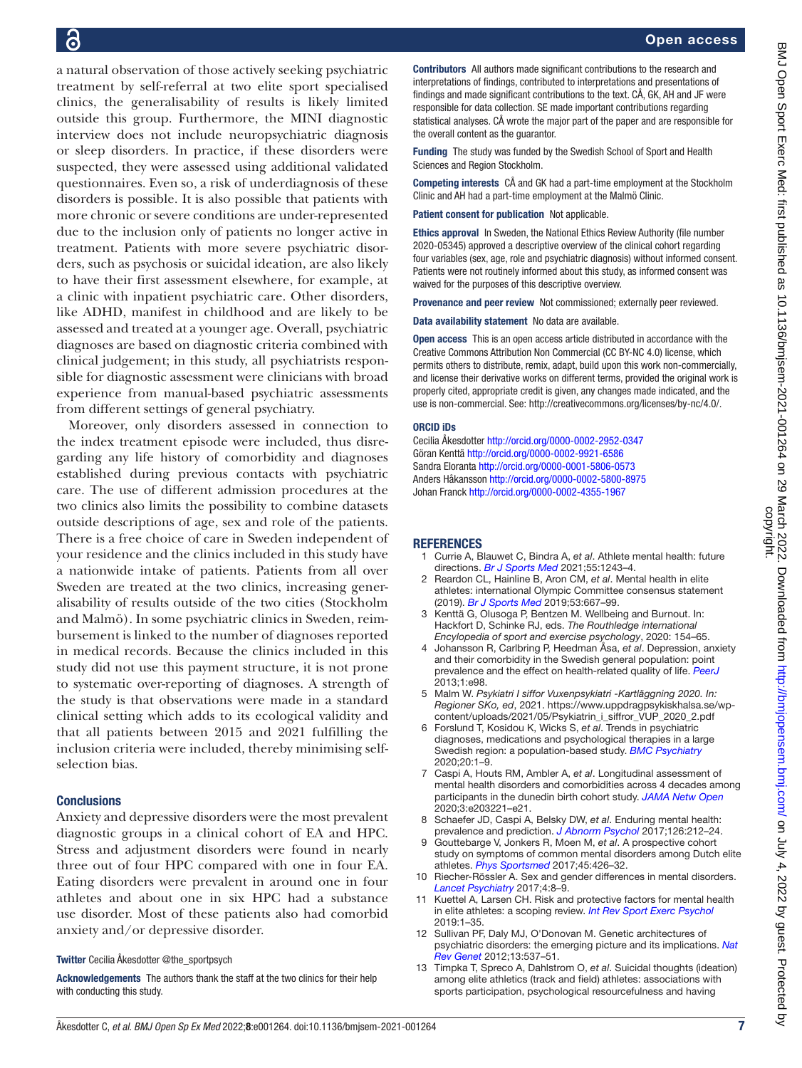a natural observation of those actively seeking psychiatric treatment by self-referral at two elite sport specialised clinics, the generalisability of results is likely limited outside this group. Furthermore, the MINI diagnostic interview does not include neuropsychiatric diagnosis or sleep disorders. In practice, if these disorders were suspected, they were assessed using additional validated questionnaires. Even so, a risk of underdiagnosis of these disorders is possible. It is also possible that patients with more chronic or severe conditions are under-represented due to the inclusion only of patients no longer active in treatment. Patients with more severe psychiatric disorders, such as psychosis or suicidal ideation, are also likely to have their first assessment elsewhere, for example, at a clinic with inpatient psychiatric care. Other disorders, like ADHD, manifest in childhood and are likely to be assessed and treated at a younger age. Overall, psychiatric diagnoses are based on diagnostic criteria combined with clinical judgement; in this study, all psychiatrists responsible for diagnostic assessment were clinicians with broad experience from manual-based psychiatric assessments from different settings of general psychiatry.

Moreover, only disorders assessed in connection to the index treatment episode were included, thus disregarding any life history of comorbidity and diagnoses established during previous contacts with psychiatric care. The use of different admission procedures at the two clinics also limits the possibility to combine datasets outside descriptions of age, sex and role of the patients. There is a free choice of care in Sweden independent of your residence and the clinics included in this study have a nationwide intake of patients. Patients from all over Sweden are treated at the two clinics, increasing generalisability of results outside of the two cities (Stockholm and Malmö). In some psychiatric clinics in Sweden, reimbursement is linked to the number of diagnoses reported in medical records. Because the clinics included in this study did not use this payment structure, it is not prone to systematic over-reporting of diagnoses. A strength of the study is that observations were made in a standard clinical setting which adds to its ecological validity and that all patients between 2015 and 2021 fulfilling the inclusion criteria were included, thereby minimising self-selection bias.

## Conclusions

Anxiety and depressive disorders were the most prevalent diagnostic groups in a clinical cohort of EA and HPC. Stress and adjustment disorders were found in nearly three out of four HPC compared with one in four EA. Eating disorders were prevalent in around one in four athletes and about one in six HPC had a substance use disorder. Most of these patients also had comorbid anxiety and/or depressive disorder.

**Twitter** Cecilia Åkesdotter @the_sportpsych

**Acknowledgements** The authors thank the staff at the two clinics for their help with conducting this study.

**Contributors** All authors made significant contributions to the research and interpretations of findings, contributed to interpretations and presentations of findings and made significant contributions to the text. CÅ, GK, AH and JF were responsible for data collection. SE made important contributions regarding statistical analyses. CÅ wrote the major part of the paper and are responsible for the overall content as the guarantor.

**Funding** The study was funded by the Swedish School of Sport and Health Sciences and Region Stockholm.

**Competing interests** CÅ and GK had a part-time employment at the Stockholm Clinic and AH had a part-time employment at the Malmö Clinic.

**Patient consent for publication** Not applicable.

**Ethics approval** In Sweden, the National Ethics Review Authority (file number 2020-05345) approved a descriptive overview of the clinical cohort regarding four variables (sex, age, role and psychiatric diagnosis) without informed consent. Patients were not routinely informed about this study, as informed consent was waived for the purposes of this descriptive overview.

**Provenance and peer review** Not commissioned; externally peer reviewed.

**Data availability statement** No data are available.

**Open access** This is an open access article distributed in accordance with the Creative Commons Attribution Non Commercial (CC BY-NC 4.0) license, which permits others to distribute, remix, adapt, build upon this work non-commercially, and license their derivative works on different terms, provided the original work is properly cited, appropriate credit is given, any changes made indicated, and the use is non-commercial. See: http://creativecommons.org/licenses/by-nc/4.0/.

**ORCID iDs**

Cecilia Åkesdotter http://orcid.org/0000-0002-2952-0347
Göran Kenttä http://orcid.org/0000-0002-9921-6586
Sandra Eloranta http://orcid.org/0000-0001-5806-0573
Anders Håkansson http://orcid.org/0000-0002-5800-8975
Johan Franck http://orcid.org/0000-0002-4355-1967

## REFERENCES

1. Currie A, Blauwet C, Bindra A, *et al*. Athlete mental health: future directions. *Br J Sports Med* 2021;55:1243–4.
2. Reardon CL, Hainline B, Aron CM, *et al*. Mental health in elite athletes: international Olympic Committee consensus statement (2019). *Br J Sports Med* 2019;53:667–99.
3. Kenttä G, Olusoga P, Bentzen M. Wellbeing and Burnout. In: Hackfort D, Schinke RJ, eds. *The Routhledge international Encyclopedia of sport and exercise psychology*, 2020: 154–65.
4. Johansson R, Carlbring P, Heedman Åsa, *et al*. Depression, anxiety and their comorbidity in the Swedish general population: point prevalence and the effect on health-related quality of life. *PeerJ* 2013;1:e98.
5. Malm W. *Psykiatri I siffor Vuxenpsykiatri -Kartläggning 2020. In: Regioner SKo, ed*, 2021. https://www.uppdragpsykiskhalsa.se/wp-content/uploads/2021/05/Psykiatrin_i_siffror_VUP_2020_2.pdf
6. Forslund T, Kosidou K, Wicks S, *et al*. Trends in psychiatric diagnoses, medications and psychological therapies in a large Swedish region: a population-based study. *BMC Psychiatry* 2020;20:1–9.
7. Caspi A, Houts RM, Ambler A, *et al*. Longitudinal assessment of mental health disorders and comorbidities across 4 decades among participants in the dunedin birth cohort study. *JAMA Netw Open* 2020;3:e203221–e21.
8. Schaefer JD, Caspi A, Belsky DW, *et al*. Enduring mental health: prevalence and prediction. *J Abnorm Psychol* 2017;126:212–24.
9. Gouttebarge V, Jonkers R, Moen M, *et al*. A prospective cohort study on symptoms of common mental disorders among Dutch elite athletes. *Phys Sportsmed* 2017;45:426–32.
10. Riecher-Rössler A. Sex and gender differences in mental disorders. *Lancet Psychiatry* 2017;4:8–9.
11. Kuettel A, Larsen CH. Risk and protective factors for mental health in elite athletes: a scoping review. *Int Rev Sport Exerc Psychol* 2019:1–35.
12. Sullivan PF, Daly MJ, O'Donovan M. Genetic architectures of psychiatric disorders: the emerging picture and its implications. *Nat Rev Genet* 2012;13:537–51.
13. Timpka T, Spreco A, Dahlstrom O, *et al*. Suicidal thoughts (ideation) among elite athletics (track and field) athletes: associations with sports participation, psychological resourcefulness and having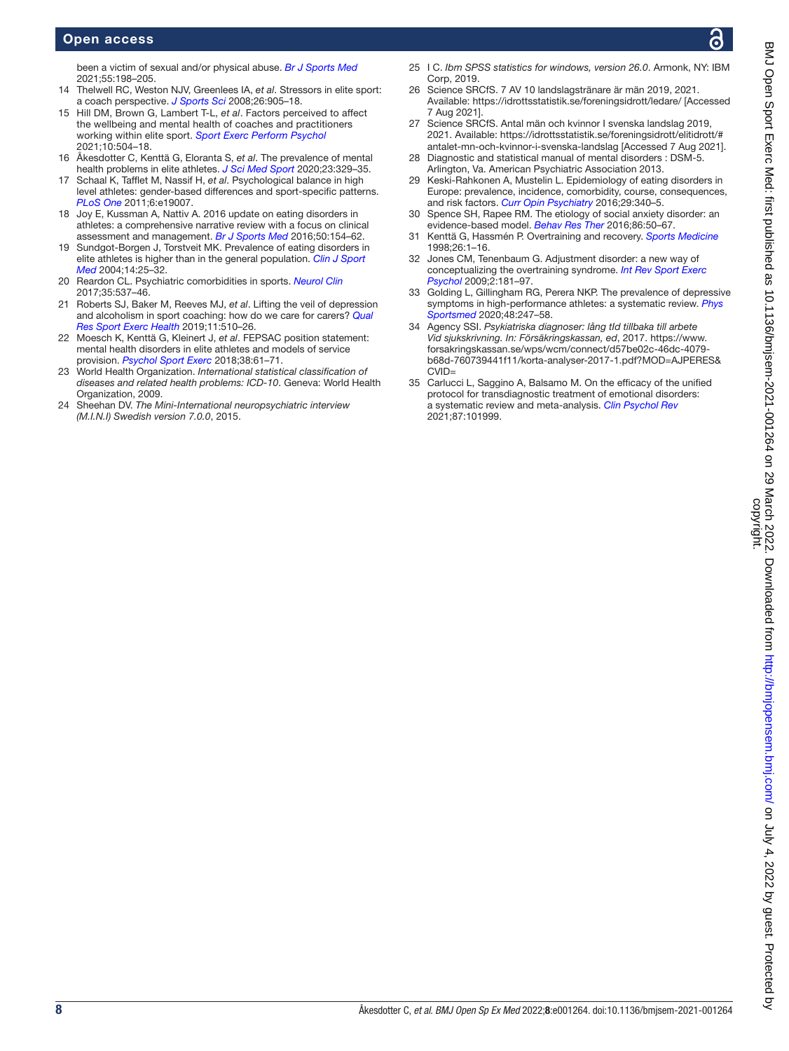been a victim of sexual and/or physical abuse. *Br J Sports Med* 2021;55:198–205.

14 Thelwell RC, Weston NJV, Greenlees IA, *et al*. Stressors in elite sport: a coach perspective. *J Sports Sci* 2008;26:905–18.

15 Hill DM, Brown G, Lambert T-L, *et al*. Factors perceived to affect the wellbeing and mental health of coaches and practitioners working within elite sport. *Sport Exerc Perform Psychol* 2021;10:504–18.

16 Åkesdotter C, Kenttä G, Eloranta S, *et al*. The prevalence of mental health problems in elite athletes. *J Sci Med Sport* 2020;23:329–35.

17 Schaal K, Tafflet M, Nassif H, *et al*. Psychological balance in high level athletes: gender-based differences and sport-specific patterns. *PLoS One* 2011;6:e19007.

18 Joy E, Kussman A, Nattiv A. 2016 update on eating disorders in athletes: a comprehensive narrative review with a focus on clinical assessment and management. *Br J Sports Med* 2016;50:154–62.

19 Sundgot-Borgen J, Torstveit MK. Prevalence of eating disorders in elite athletes is higher than in the general population. *Clin J Sport Med* 2004;14:25–32.

20 Reardon CL. Psychiatric comorbidities in sports. *Neurol Clin* 2017;35:537–46.

21 Roberts SJ, Baker M, Reeves MJ, *et al*. Lifting the veil of depression and alcoholism in sport coaching: how do we care for carers? *Qual Res Sport Exerc Health* 2019;11:510–26.

22 Moesch K, Kenttä G, Kleinert J, *et al*. FEPSAC position statement: mental health disorders in elite athletes and models of service provision. *Psychol Sport Exerc* 2018;38:61–71.

23 World Health Organization. *International statistical classification of diseases and related health problems: ICD-10*. Geneva: World Health Organization, 2009.

24 Sheehan DV. *The Mini-International neuropsychiatric interview (M.I.N.I) Swedish version 7.0.0*, 2015.

25 I C. *Ibm SPSS statistics for windows, version 26.0*. Armonk, NY: IBM Corp, 2019.

26 Science SRCfS. 7 AV 10 landslagstränare är män 2019, 2021. Available: https://idrottsstatistik.se/foreningsidrott/ledare/ [Accessed 7 Aug 2021].

27 Science SRCfS. Antal män och kvinnor I svenska landslag 2019, 2021. Available: https://idrottsstatistik.se/foreningsidrott/elitidrott/#antalet-mn-och-kvinnor-i-svenska-landslag [Accessed 7 Aug 2021].

28 Diagnostic and statistical manual of mental disorders : DSM-5. Arlington, Va. American Psychiatric Association 2013.

29 Keski-Rahkonen A, Mustelin L. Epidemiology of eating disorders in Europe: prevalence, incidence, comorbidity, course, consequences, and risk factors. *Curr Opin Psychiatry* 2016;29:340–5.

30 Spence SH, Rapee RM. The etiology of social anxiety disorder: an evidence-based model. *Behav Res Ther* 2016;86:50–67.

31 Kenttä G, Hassmén P. Overtraining and recovery. *Sports Medicine* 1998;26:1–16.

32 Jones CM, Tenenbaum G. Adjustment disorder: a new way of conceptualizing the overtraining syndrome. *Int Rev Sport Exerc Psychol* 2009;2:181–97.

33 Golding L, Gillingham RG, Perera NKP. The prevalence of depressive symptoms in high-performance athletes: a systematic review. *Phys Sportsmed* 2020;48:247–58.

34 Agency SSI. *Psykiatriska diagnoser: lång tId tillbaka till arbete Vid sjukskrivning. In: Försäkringskassan, ed*, 2017. https://www.forsakringskassan.se/wps/wcm/connect/d57be02c-46dc-4079-b68d-760739441f11/korta-analyser-2017-1.pdf?MOD=AJPERES&CVID=

35 Carlucci L, Saggino A, Balsamo M. On the efficacy of the unified protocol for transdiagnostic treatment of emotional disorders: a systematic review and meta-analysis. *Clin Psychol Rev* 2021;87:101999.